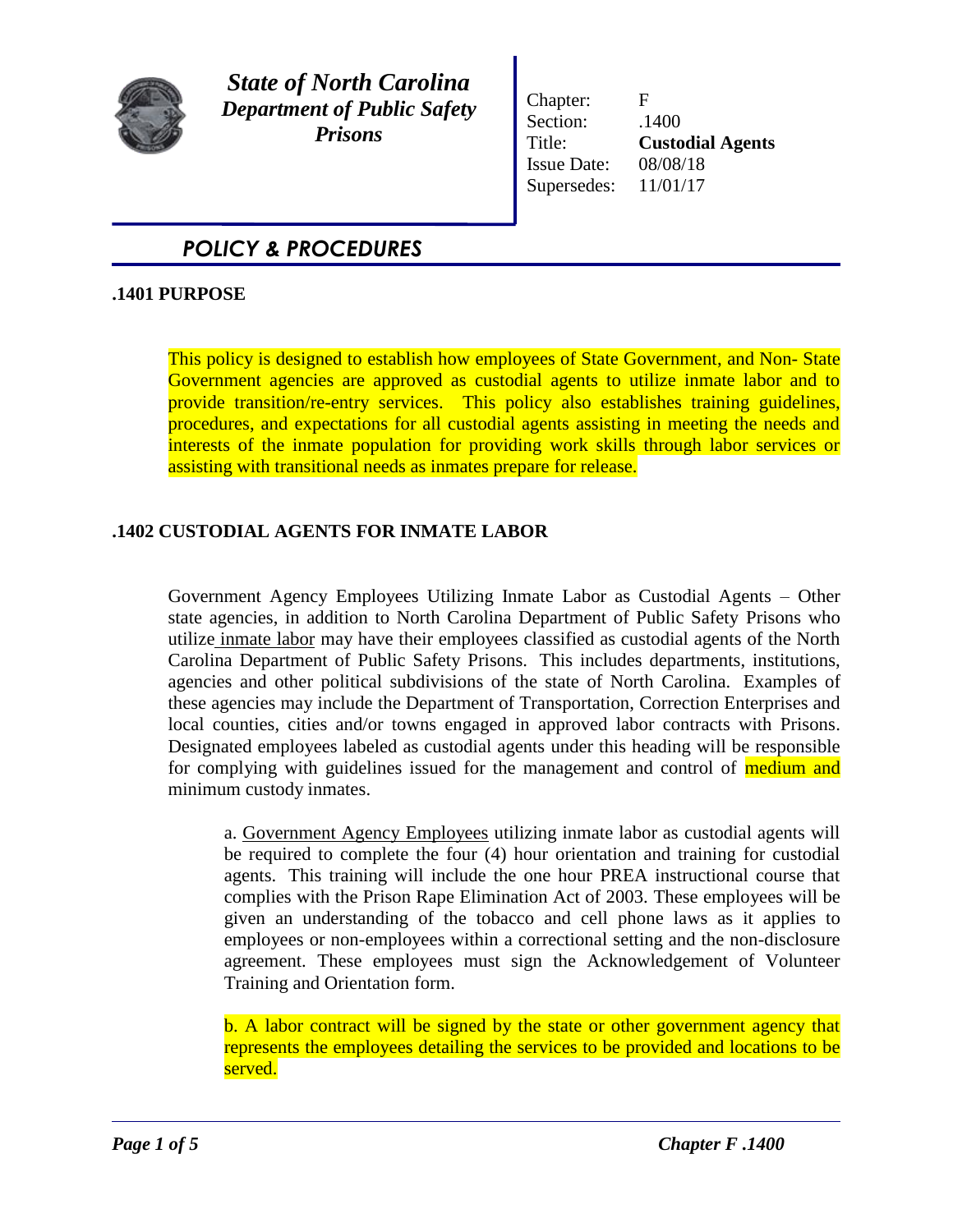**State of North Carolina**
**Department of Public Safety**
**Prisons**

| | |
|---|---|
| Chapter: | F |
| Section: | .1400 |
| Title: | **Custodial Agents** |
| Issue Date: | 08/08/18 |
| Supersedes: | 11/01/17 |

## POLICY & PROCEDURES

### .1401 PURPOSE

This policy is designed to establish how employees of State Government, and Non- State Government agencies are approved as custodial agents to utilize inmate labor and to provide transition/re-entry services. This policy also establishes training guidelines, procedures, and expectations for all custodial agents assisting in meeting the needs and interests of the inmate population for providing work skills through labor services or assisting with transitional needs as inmates prepare for release.

### .1402 CUSTODIAL AGENTS FOR INMATE LABOR

Government Agency Employees Utilizing Inmate Labor as Custodial Agents – Other state agencies, in addition to North Carolina Department of Public Safety Prisons who utilize inmate labor may have their employees classified as custodial agents of the North Carolina Department of Public Safety Prisons. This includes departments, institutions, agencies and other political subdivisions of the state of North Carolina. Examples of these agencies may include the Department of Transportation, Correction Enterprises and local counties, cities and/or towns engaged in approved labor contracts with Prisons. Designated employees labeled as custodial agents under this heading will be responsible for complying with guidelines issued for the management and control of medium and minimum custody inmates.

a. Government Agency Employees utilizing inmate labor as custodial agents will be required to complete the four (4) hour orientation and training for custodial agents. This training will include the one hour PREA instructional course that complies with the Prison Rape Elimination Act of 2003. These employees will be given an understanding of the tobacco and cell phone laws as it applies to employees or non-employees within a correctional setting and the non-disclosure agreement. These employees must sign the Acknowledgement of Volunteer Training and Orientation form.

b. A labor contract will be signed by the state or other government agency that represents the employees detailing the services to be provided and locations to be served.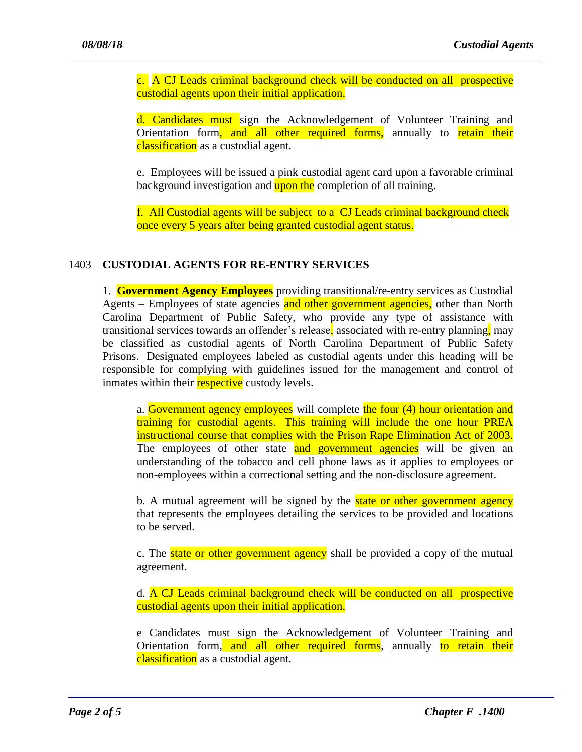c. A CJ Leads criminal background check will be conducted on all prospective custodial agents upon their initial application.

d. Candidates must sign the Acknowledgement of Volunteer Training and Orientation form, and all other required forms, annually to retain their classification as a custodial agent.

e. Employees will be issued a pink custodial agent card upon a favorable criminal background investigation and upon the completion of all training.

f. All Custodial agents will be subject to a CJ Leads criminal background check once every 5 years after being granted custodial agent status.

## 1403 CUSTODIAL AGENTS FOR RE-ENTRY SERVICES

1. **Government Agency Employees** providing transitional/re-entry services as Custodial Agents – Employees of state agencies and other government agencies, other than North Carolina Department of Public Safety, who provide any type of assistance with transitional services towards an offender's release, associated with re-entry planning, may be classified as custodial agents of North Carolina Department of Public Safety Prisons. Designated employees labeled as custodial agents under this heading will be responsible for complying with guidelines issued for the management and control of inmates within their respective custody levels.

   a. Government agency employees will complete the four (4) hour orientation and training for custodial agents. This training will include the one hour PREA instructional course that complies with the Prison Rape Elimination Act of 2003. The employees of other state and government agencies will be given an understanding of the tobacco and cell phone laws as it applies to employees or non-employees within a correctional setting and the non-disclosure agreement.

   b. A mutual agreement will be signed by the state or other government agency that represents the employees detailing the services to be provided and locations to be served.

   c. The state or other government agency shall be provided a copy of the mutual agreement.

   d. A CJ Leads criminal background check will be conducted on all prospective custodial agents upon their initial application.

   e Candidates must sign the Acknowledgement of Volunteer Training and Orientation form, and all other required forms, annually to retain their classification as a custodial agent.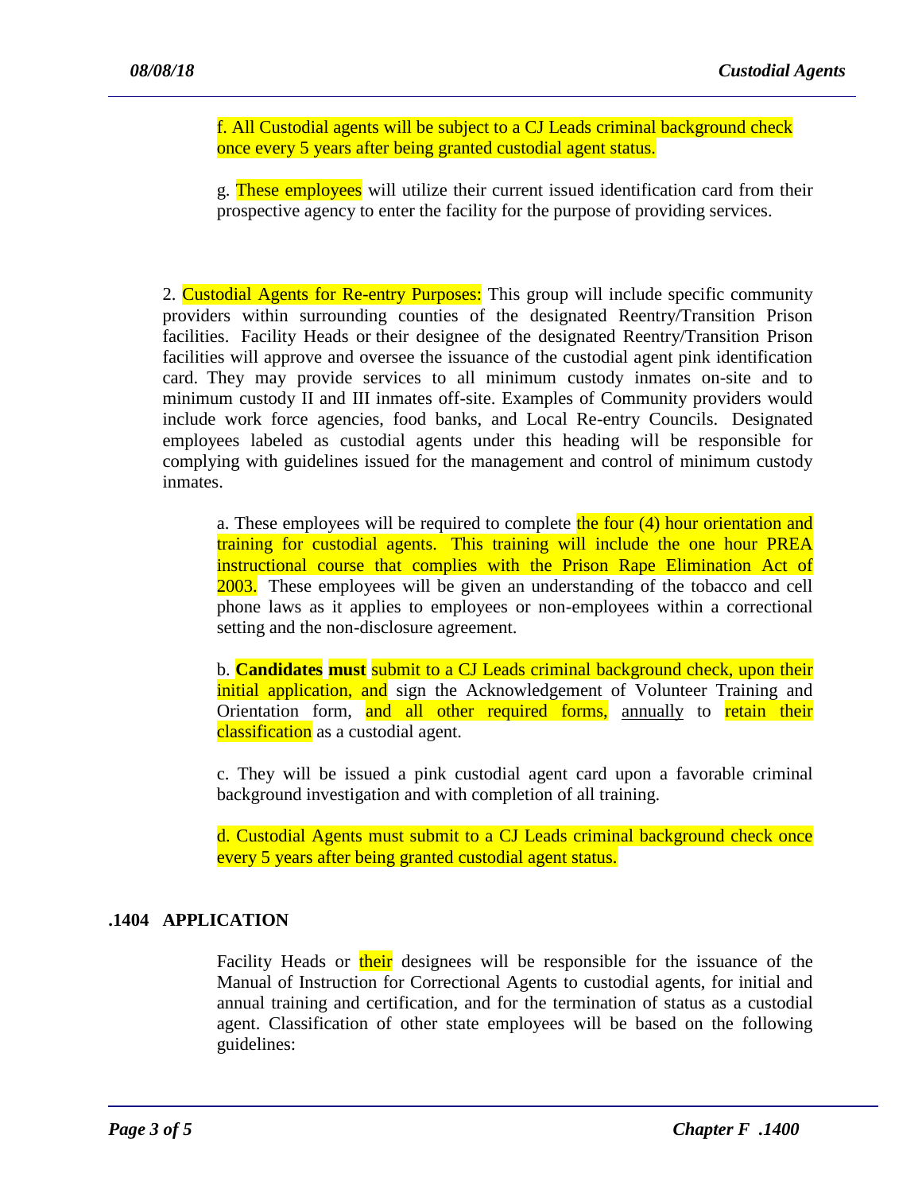f. All Custodial agents will be subject to a CJ Leads criminal background check once every 5 years after being granted custodial agent status.

g. These employees will utilize their current issued identification card from their prospective agency to enter the facility for the purpose of providing services.

2. Custodial Agents for Re-entry Purposes: This group will include specific community providers within surrounding counties of the designated Reentry/Transition Prison facilities. Facility Heads or their designee of the designated Reentry/Transition Prison facilities will approve and oversee the issuance of the custodial agent pink identification card. They may provide services to all minimum custody inmates on-site and to minimum custody II and III inmates off-site. Examples of Community providers would include work force agencies, food banks, and Local Re-entry Councils. Designated employees labeled as custodial agents under this heading will be responsible for complying with guidelines issued for the management and control of minimum custody inmates.

a. These employees will be required to complete the four (4) hour orientation and training for custodial agents. This training will include the one hour PREA instructional course that complies with the Prison Rape Elimination Act of 2003. These employees will be given an understanding of the tobacco and cell phone laws as it applies to employees or non-employees within a correctional setting and the non-disclosure agreement.

b. **Candidates must** submit to a CJ Leads criminal background check, upon their initial application, and sign the Acknowledgement of Volunteer Training and Orientation form, and all other required forms, <u>annually</u> to retain their classification as a custodial agent.

c. They will be issued a pink custodial agent card upon a favorable criminal background investigation and with completion of all training.

d. Custodial Agents must submit to a CJ Leads criminal background check once every 5 years after being granted custodial agent status.

## .1404 APPLICATION

Facility Heads or their designees will be responsible for the issuance of the Manual of Instruction for Correctional Agents to custodial agents, for initial and annual training and certification, and for the termination of status as a custodial agent. Classification of other state employees will be based on the following guidelines: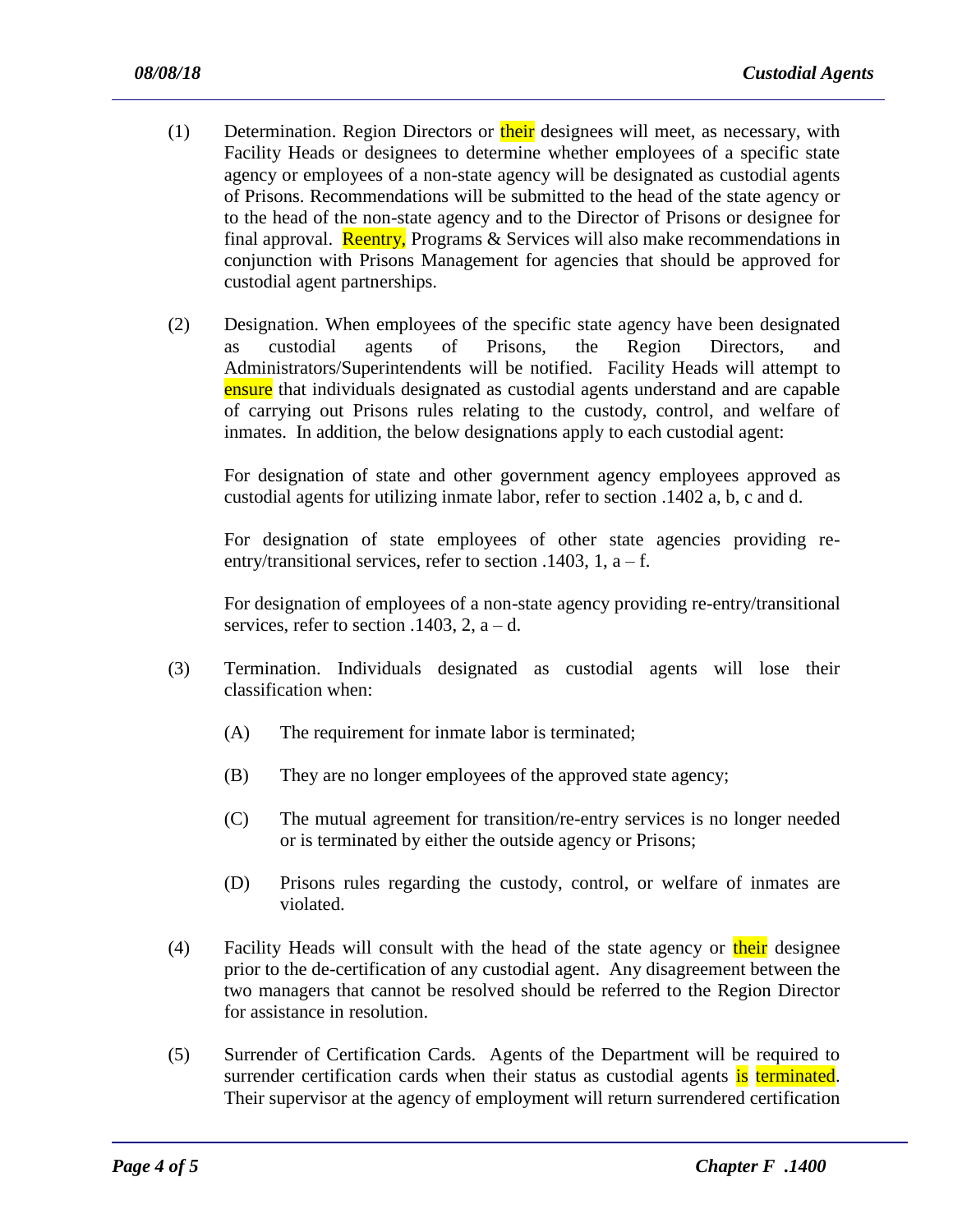(1) Determination. Region Directors or their designees will meet, as necessary, with Facility Heads or designees to determine whether employees of a specific state agency or employees of a non-state agency will be designated as custodial agents of Prisons. Recommendations will be submitted to the head of the state agency or to the head of the non-state agency and to the Director of Prisons or designee for final approval. Reentry, Programs & Services will also make recommendations in conjunction with Prisons Management for agencies that should be approved for custodial agent partnerships.

(2) Designation. When employees of the specific state agency have been designated as custodial agents of Prisons, the Region Directors, and Administrators/Superintendents will be notified. Facility Heads will attempt to ensure that individuals designated as custodial agents understand and are capable of carrying out Prisons rules relating to the custody, control, and welfare of inmates. In addition, the below designations apply to each custodial agent:

For designation of state and other government agency employees approved as custodial agents for utilizing inmate labor, refer to section .1402 a, b, c and d.

For designation of state employees of other state agencies providing re-entry/transitional services, refer to section .1403, 1, a – f.

For designation of employees of a non-state agency providing re-entry/transitional services, refer to section .1403, 2, a – d.

(3) Termination. Individuals designated as custodial agents will lose their classification when:

(A) The requirement for inmate labor is terminated;

(B) They are no longer employees of the approved state agency;

(C) The mutual agreement for transition/re-entry services is no longer needed or is terminated by either the outside agency or Prisons;

(D) Prisons rules regarding the custody, control, or welfare of inmates are violated.

(4) Facility Heads will consult with the head of the state agency or their designee prior to the de-certification of any custodial agent. Any disagreement between the two managers that cannot be resolved should be referred to the Region Director for assistance in resolution.

(5) Surrender of Certification Cards. Agents of the Department will be required to surrender certification cards when their status as custodial agents is terminated. Their supervisor at the agency of employment will return surrendered certification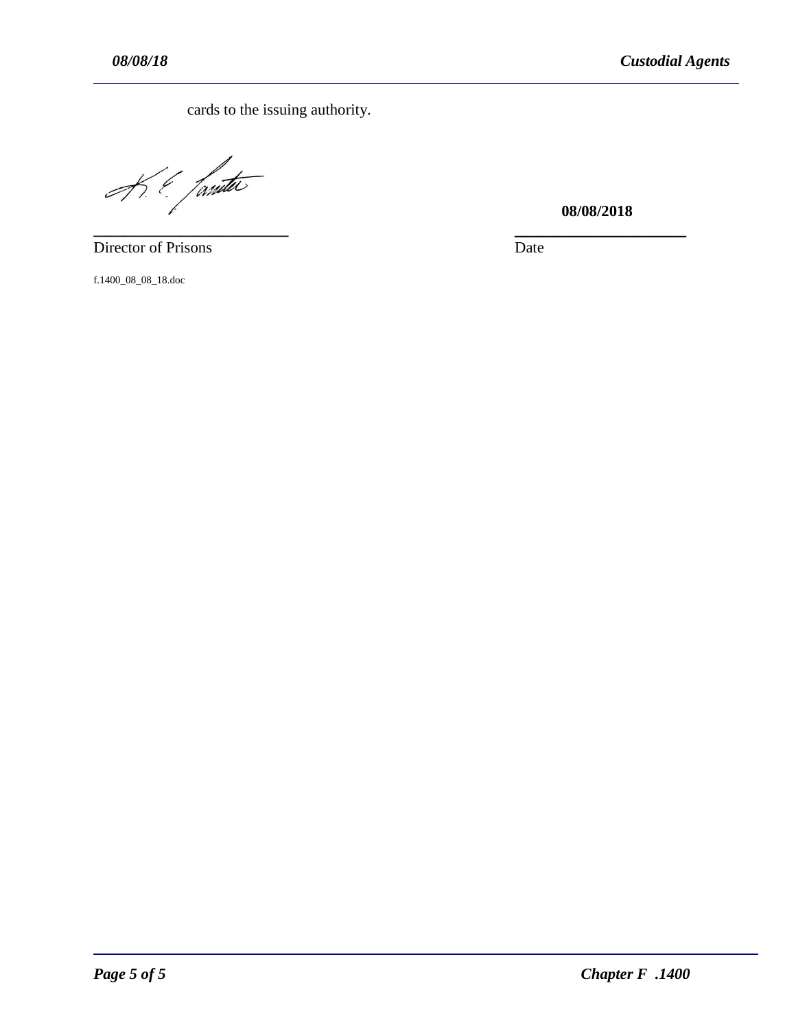cards to the issuing authority.

**08/08/2018**

Director of Prisons                                        Date

f.1400_08_08_18.doc